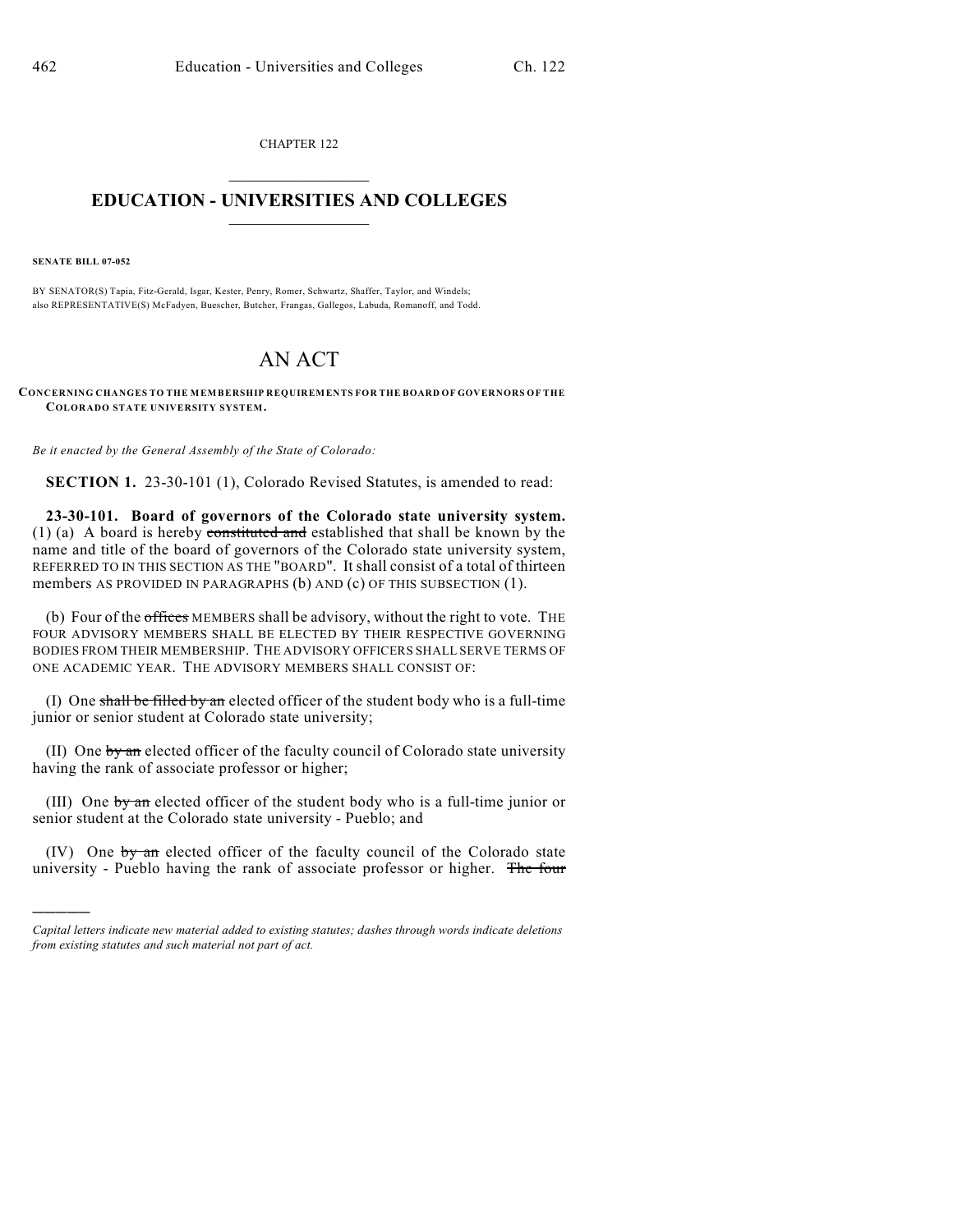CHAPTER 122

# EDUCATION - UNIVERSITIES AND COLLEGES

**SENATE BILL 07-052**

BY SENATOR(S) Tapia, Fitz-Gerald, Isgar, Kester, Penry, Romer, Schwartz, Shaffer, Taylor, and Windels;
also REPRESENTATIVE(S) McFadyen, Buescher, Butcher, Frangas, Gallegos, Labuda, Romanoff, and Todd.

# AN ACT

**CONCERNING CHANGES TO THE MEMBERSHIP REQUIREMENTS FOR THE BOARD OF GOVERNORS OF THE COLORADO STATE UNIVERSITY SYSTEM.**

*Be it enacted by the General Assembly of the State of Colorado:*

**SECTION 1.** 23-30-101 (1), Colorado Revised Statutes, is amended to read:

**23-30-101. Board of governors of the Colorado state university system.** (1) (a) A board is hereby ~~constituted and~~ established that shall be known by the name and title of the board of governors of the Colorado state university system, REFERRED TO IN THIS SECTION AS THE "BOARD". It shall consist of a total of thirteen members AS PROVIDED IN PARAGRAPHS (b) AND (c) OF THIS SUBSECTION (1).

(b) Four of the ~~offices~~ MEMBERS shall be advisory, without the right to vote. THE FOUR ADVISORY MEMBERS SHALL BE ELECTED BY THEIR RESPECTIVE GOVERNING BODIES FROM THEIR MEMBERSHIP. THE ADVISORY OFFICERS SHALL SERVE TERMS OF ONE ACADEMIC YEAR. THE ADVISORY MEMBERS SHALL CONSIST OF:

(I) One ~~shall be filled by an~~ elected officer of the student body who is a full-time junior or senior student at Colorado state university;

(II) One ~~by an~~ elected officer of the faculty council of Colorado state university having the rank of associate professor or higher;

(III) One ~~by an~~ elected officer of the student body who is a full-time junior or senior student at the Colorado state university - Pueblo; and

(IV) One ~~by an~~ elected officer of the faculty council of the Colorado state university - Pueblo having the rank of associate professor or higher. ~~The four~~

*Capital letters indicate new material added to existing statutes; dashes through words indicate deletions from existing statutes and such material not part of act.*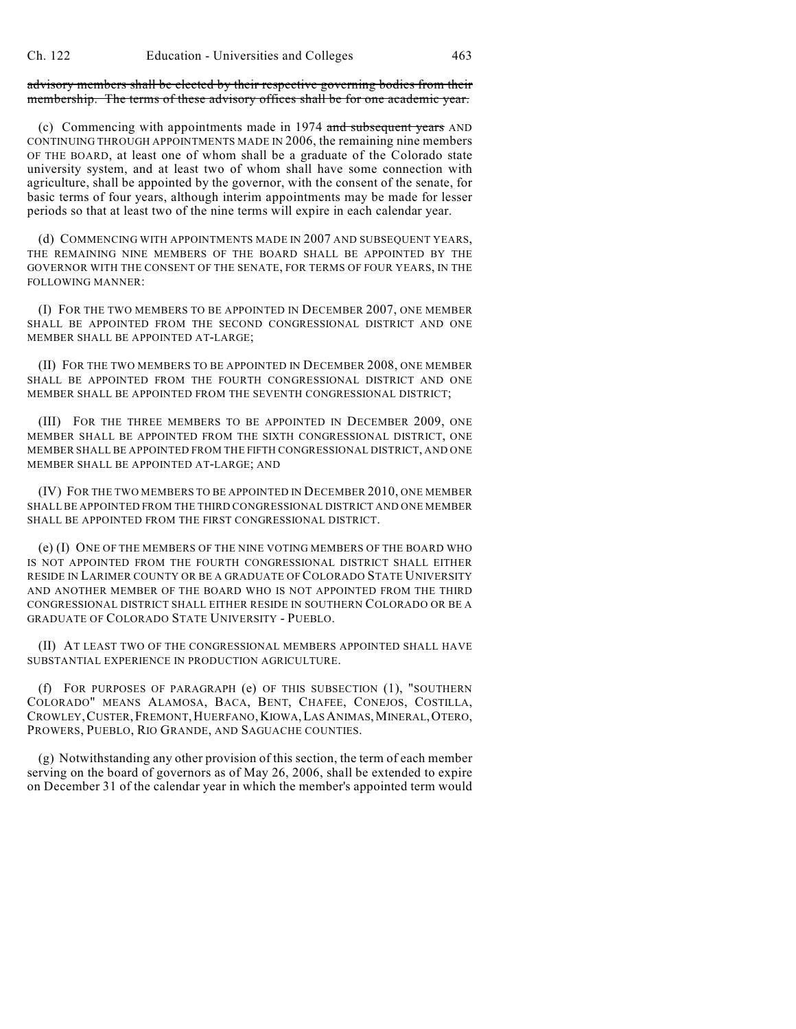~~advisory members shall be elected by their respective governing bodies from their membership. The terms of these advisory offices shall be for one academic year.~~

(c) Commencing with appointments made in 1974 ~~and subsequent years~~ AND CONTINUING THROUGH APPOINTMENTS MADE IN 2006, the remaining nine members OF THE BOARD, at least one of whom shall be a graduate of the Colorado state university system, and at least two of whom shall have some connection with agriculture, shall be appointed by the governor, with the consent of the senate, for basic terms of four years, although interim appointments may be made for lesser periods so that at least two of the nine terms will expire in each calendar year.

(d) COMMENCING WITH APPOINTMENTS MADE IN 2007 AND SUBSEQUENT YEARS, THE REMAINING NINE MEMBERS OF THE BOARD SHALL BE APPOINTED BY THE GOVERNOR WITH THE CONSENT OF THE SENATE, FOR TERMS OF FOUR YEARS, IN THE FOLLOWING MANNER:

(I) FOR THE TWO MEMBERS TO BE APPOINTED IN DECEMBER 2007, ONE MEMBER SHALL BE APPOINTED FROM THE SECOND CONGRESSIONAL DISTRICT AND ONE MEMBER SHALL BE APPOINTED AT-LARGE;

(II) FOR THE TWO MEMBERS TO BE APPOINTED IN DECEMBER 2008, ONE MEMBER SHALL BE APPOINTED FROM THE FOURTH CONGRESSIONAL DISTRICT AND ONE MEMBER SHALL BE APPOINTED FROM THE SEVENTH CONGRESSIONAL DISTRICT;

(III) FOR THE THREE MEMBERS TO BE APPOINTED IN DECEMBER 2009, ONE MEMBER SHALL BE APPOINTED FROM THE SIXTH CONGRESSIONAL DISTRICT, ONE MEMBER SHALL BE APPOINTED FROM THE FIFTH CONGRESSIONAL DISTRICT, AND ONE MEMBER SHALL BE APPOINTED AT-LARGE; AND

(IV) FOR THE TWO MEMBERS TO BE APPOINTED IN DECEMBER 2010, ONE MEMBER SHALL BE APPOINTED FROM THE THIRD CONGRESSIONAL DISTRICT AND ONE MEMBER SHALL BE APPOINTED FROM THE FIRST CONGRESSIONAL DISTRICT.

(e) (I) ONE OF THE MEMBERS OF THE NINE VOTING MEMBERS OF THE BOARD WHO IS NOT APPOINTED FROM THE FOURTH CONGRESSIONAL DISTRICT SHALL EITHER RESIDE IN LARIMER COUNTY OR BE A GRADUATE OF COLORADO STATE UNIVERSITY AND ANOTHER MEMBER OF THE BOARD WHO IS NOT APPOINTED FROM THE THIRD CONGRESSIONAL DISTRICT SHALL EITHER RESIDE IN SOUTHERN COLORADO OR BE A GRADUATE OF COLORADO STATE UNIVERSITY - PUEBLO.

(II) AT LEAST TWO OF THE CONGRESSIONAL MEMBERS APPOINTED SHALL HAVE SUBSTANTIAL EXPERIENCE IN PRODUCTION AGRICULTURE.

(f) FOR PURPOSES OF PARAGRAPH (e) OF THIS SUBSECTION (1), "SOUTHERN COLORADO" MEANS ALAMOSA, BACA, BENT, CHAFEE, CONEJOS, COSTILLA, CROWLEY, CUSTER, FREMONT, HUERFANO, KIOWA, LAS ANIMAS, MINERAL, OTERO, PROWERS, PUEBLO, RIO GRANDE, AND SAGUACHE COUNTIES.

(g) Notwithstanding any other provision of this section, the term of each member serving on the board of governors as of May 26, 2006, shall be extended to expire on December 31 of the calendar year in which the member's appointed term would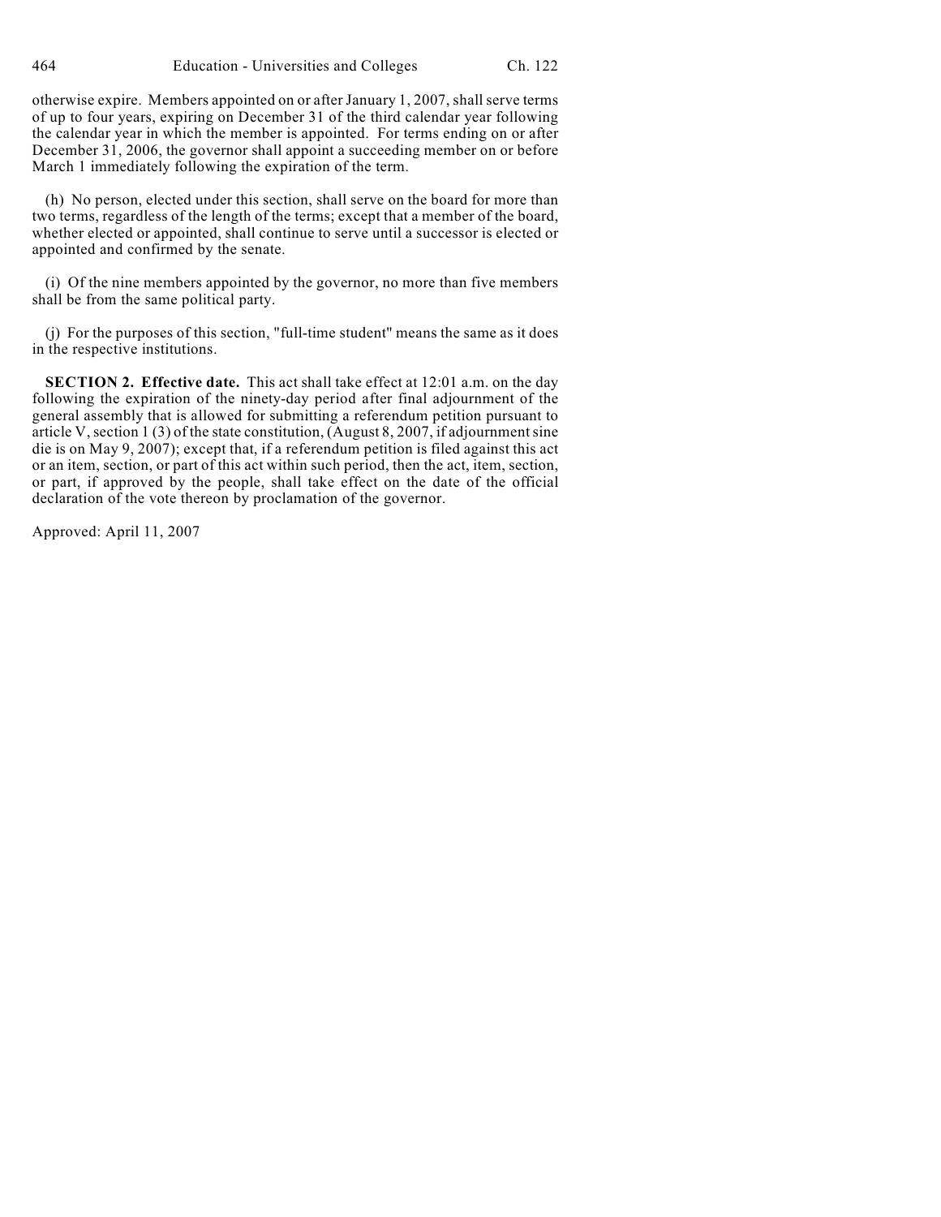otherwise expire. Members appointed on or after January 1, 2007, shall serve terms of up to four years, expiring on December 31 of the third calendar year following the calendar year in which the member is appointed. For terms ending on or after December 31, 2006, the governor shall appoint a succeeding member on or before March 1 immediately following the expiration of the term.

(h) No person, elected under this section, shall serve on the board for more than two terms, regardless of the length of the terms; except that a member of the board, whether elected or appointed, shall continue to serve until a successor is elected or appointed and confirmed by the senate.

(i) Of the nine members appointed by the governor, no more than five members shall be from the same political party.

(j) For the purposes of this section, "full-time student" means the same as it does in the respective institutions.

**SECTION 2. Effective date.** This act shall take effect at 12:01 a.m. on the day following the expiration of the ninety-day period after final adjournment of the general assembly that is allowed for submitting a referendum petition pursuant to article V, section 1 (3) of the state constitution, (August 8, 2007, if adjournment sine die is on May 9, 2007); except that, if a referendum petition is filed against this act or an item, section, or part of this act within such period, then the act, item, section, or part, if approved by the people, shall take effect on the date of the official declaration of the vote thereon by proclamation of the governor.

Approved: April 11, 2007